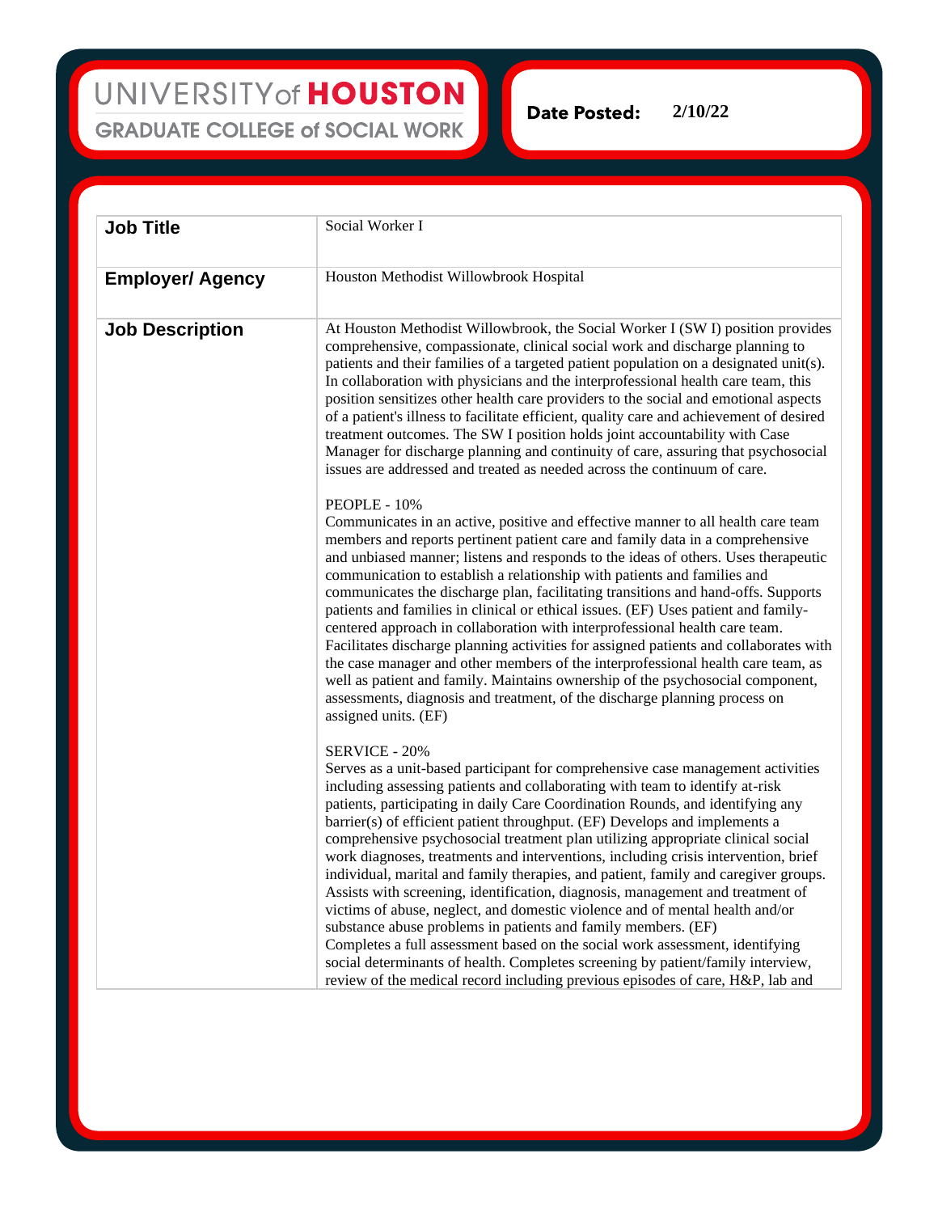UNIVERSITY of HOUSTON
GRADUATE COLLEGE of SOCIAL WORK

**Date Posted:** 2/10/22

| | |
|---|---|
| **Job Title** | Social Worker I |
| **Employer/ Agency** | Houston Methodist Willowbrook Hospital |
| **Job Description** | At Houston Methodist Willowbrook, the Social Worker I (SW I) position provides comprehensive, compassionate, clinical social work and discharge planning to patients and their families of a targeted patient population on a designated unit(s). In collaboration with physicians and the interprofessional health care team, this position sensitizes other health care providers to the social and emotional aspects of a patient's illness to facilitate efficient, quality care and achievement of desired treatment outcomes. The SW I position holds joint accountability with Case Manager for discharge planning and continuity of care, assuring that psychosocial issues are addressed and treated as needed across the continuum of care.<br><br>PEOPLE - 10%<br>Communicates in an active, positive and effective manner to all health care team members and reports pertinent patient care and family data in a comprehensive and unbiased manner; listens and responds to the ideas of others. Uses therapeutic communication to establish a relationship with patients and families and communicates the discharge plan, facilitating transitions and hand-offs. Supports patients and families in clinical or ethical issues. (EF) Uses patient and family-centered approach in collaboration with interprofessional health care team. Facilitates discharge planning activities for assigned patients and collaborates with the case manager and other members of the interprofessional health care team, as well as patient and family. Maintains ownership of the psychosocial component, assessments, diagnosis and treatment, of the discharge planning process on assigned units. (EF)<br><br>SERVICE - 20%<br>Serves as a unit-based participant for comprehensive case management activities including assessing patients and collaborating with team to identify at-risk patients, participating in daily Care Coordination Rounds, and identifying any barrier(s) of efficient patient throughput. (EF) Develops and implements a comprehensive psychosocial treatment plan utilizing appropriate clinical social work diagnoses, treatments and interventions, including crisis intervention, brief individual, marital and family therapies, and patient, family and caregiver groups. Assists with screening, identification, diagnosis, management and treatment of victims of abuse, neglect, and domestic violence and of mental health and/or substance abuse problems in patients and family members. (EF)<br>Completes a full assessment based on the social work assessment, identifying social determinants of health. Completes screening by patient/family interview, review of the medical record including previous episodes of care, H&P, lab and |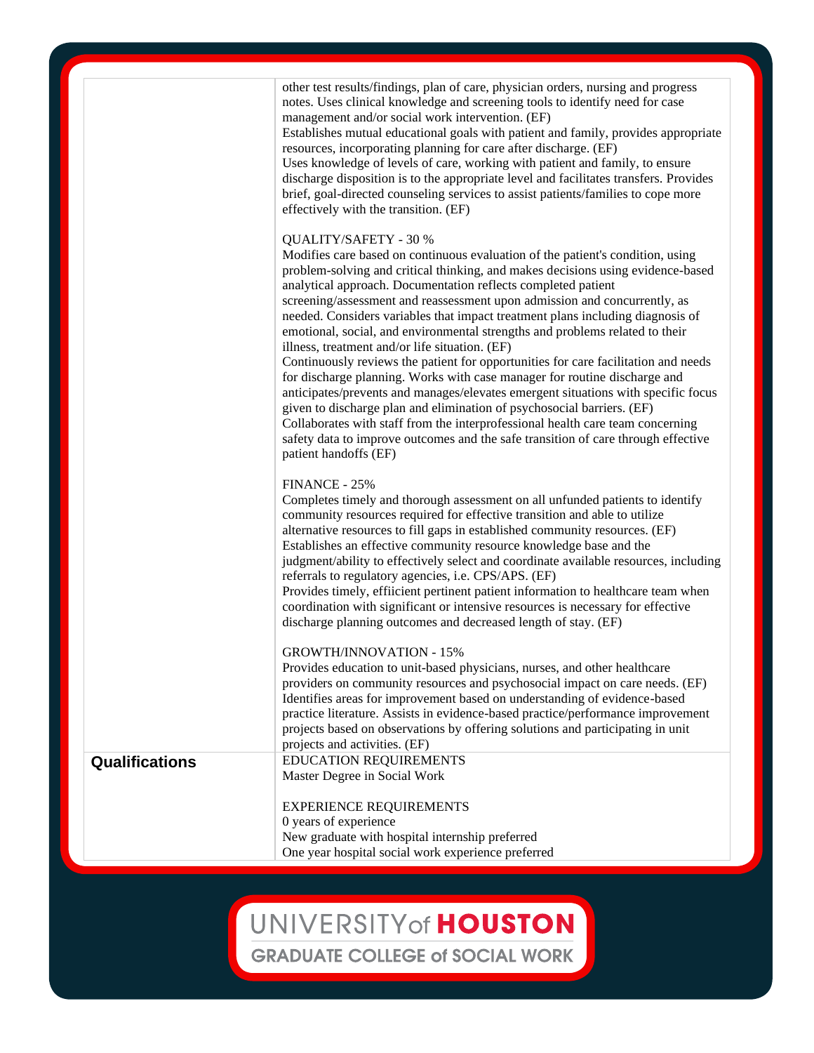| | |
|---|---|
| | other test results/findings, plan of care, physician orders, nursing and progress notes. Uses clinical knowledge and screening tools to identify need for case management and/or social work intervention. (EF)<br>Establishes mutual educational goals with patient and family, provides appropriate resources, incorporating planning for care after discharge. (EF)<br>Uses knowledge of levels of care, working with patient and family, to ensure discharge disposition is to the appropriate level and facilitates transfers. Provides brief, goal-directed counseling services to assist patients/families to cope more effectively with the transition. (EF)<br><br>QUALITY/SAFETY - 30 %<br>Modifies care based on continuous evaluation of the patient's condition, using problem-solving and critical thinking, and makes decisions using evidence-based analytical approach. Documentation reflects completed patient screening/assessment and reassessment upon admission and concurrently, as needed. Considers variables that impact treatment plans including diagnosis of emotional, social, and environmental strengths and problems related to their illness, treatment and/or life situation. (EF)<br>Continuously reviews the patient for opportunities for care facilitation and needs for discharge planning. Works with case manager for routine discharge and anticipates/prevents and manages/elevates emergent situations with specific focus given to discharge plan and elimination of psychosocial barriers. (EF)<br>Collaborates with staff from the interprofessional health care team concerning safety data to improve outcomes and the safe transition of care through effective patient handoffs (EF)<br><br>FINANCE - 25%<br>Completes timely and thorough assessment on all unfunded patients to identify community resources required for effective transition and able to utilize alternative resources to fill gaps in established community resources. (EF)<br>Establishes an effective community resource knowledge base and the judgment/ability to effectively select and coordinate available resources, including referrals to regulatory agencies, i.e. CPS/APS. (EF)<br>Provides timely, effiicient pertinent patient information to healthcare team when coordination with significant or intensive resources is necessary for effective discharge planning outcomes and decreased length of stay. (EF)<br><br>GROWTH/INNOVATION - 15%<br>Provides education to unit-based physicians, nurses, and other healthcare providers on community resources and psychosocial impact on care needs. (EF)<br>Identifies areas for improvement based on understanding of evidence-based practice literature. Assists in evidence-based practice/performance improvement projects based on observations by offering solutions and participating in unit projects and activities. (EF) |
| **Qualifications** | EDUCATION REQUIREMENTS<br>Master Degree in Social Work<br><br>EXPERIENCE REQUIREMENTS<br>0 years of experience<br>New graduate with hospital internship preferred<br>One year hospital social work experience preferred |

UNIVERSITY of HOUSTON

GRADUATE COLLEGE of SOCIAL WORK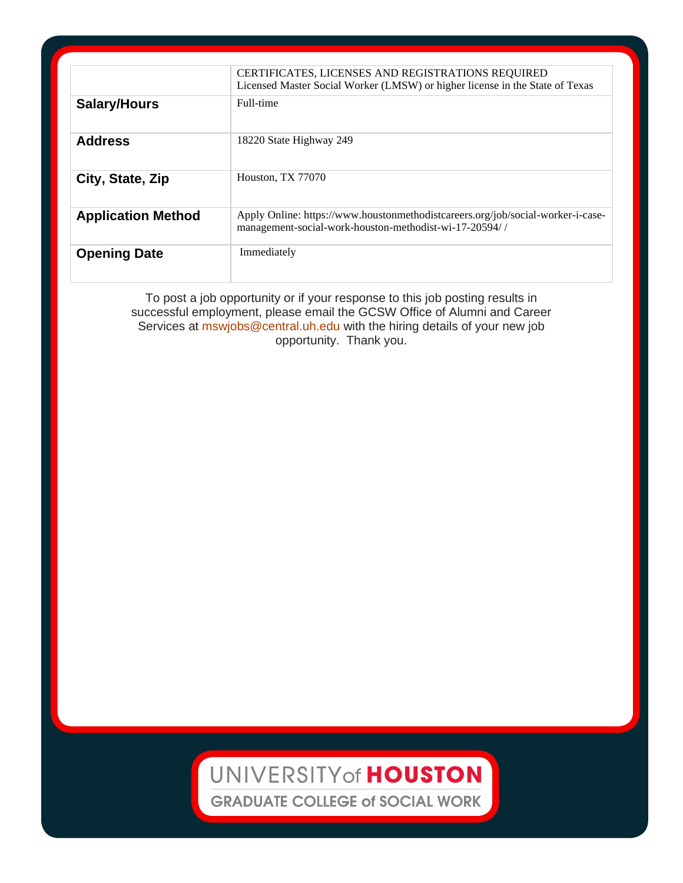| | |
|---|---|
| | CERTIFICATES, LICENSES AND REGISTRATIONS REQUIRED<br>Licensed Master Social Worker (LMSW) or higher license in the State of Texas |
| **Salary/Hours** | Full-time |
| **Address** | 18220 State Highway 249 |
| **City, State, Zip** | Houston, TX 77070 |
| **Application Method** | Apply Online: https://www.houstonmethodistcareers.org/job/social-worker-i-case-management-social-work-houston-methodist-wi-17-20594/ / |
| **Opening Date** | Immediately |

To post a job opportunity or if your response to this job posting results in successful employment, please email the GCSW Office of Alumni and Career Services at mswjobs@central.uh.edu with the hiring details of your new job opportunity. Thank you.

UNIVERSITY of HOUSTON
GRADUATE COLLEGE of SOCIAL WORK